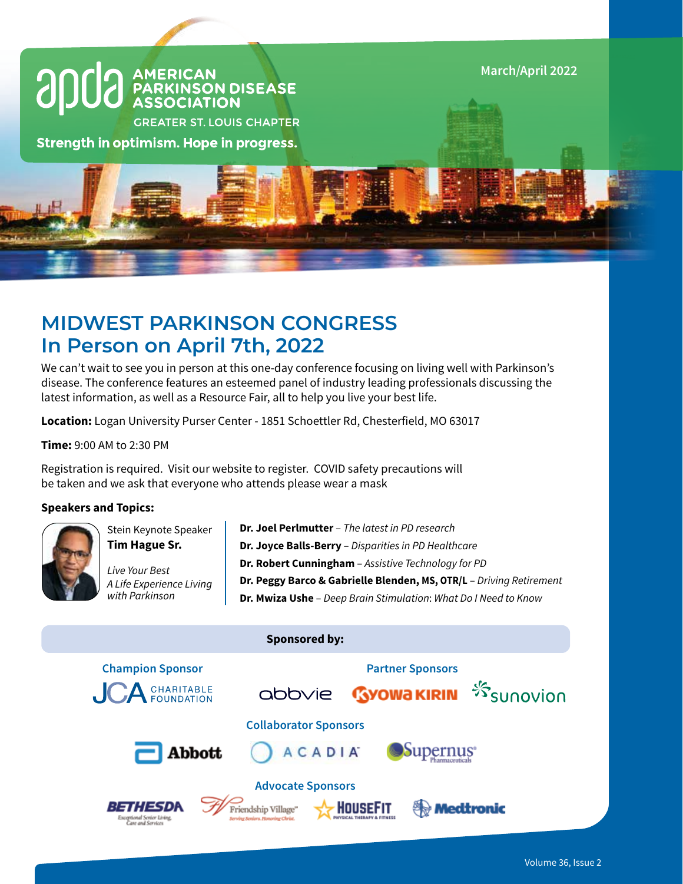AMERICAN PARKINSON DISEASE ASSOCIATION

GREATER ST. LOUIS CHAPTER

**Strength in optimism. Hope in progress.**

March/April 2022

# MIDWEST PARKINSON CONGRESS
# In Person on April 7th, 2022

We can't wait to see you in person at this one-day conference focusing on living well with Parkinson's disease. The conference features an esteemed panel of industry leading professionals discussing the latest information, as well as a Resource Fair, all to help you live your best life.

**Location:** Logan University Purser Center - 1851 Schoettler Rd, Chesterfield, MO 63017

**Time:** 9:00 AM to 2:30 PM

Registration is required. Visit our website to register. COVID safety precautions will be taken and we ask that everyone who attends please wear a mask

**Speakers and Topics:**

Stein Keynote Speaker
**Tim Hague Sr.**

*Live Your Best*
*A Life Experience Living with Parkinson*

**Dr. Joel Perlmutter** – *The latest in PD research*
**Dr. Joyce Balls-Berry** – *Disparities in PD Healthcare*
**Dr. Robert Cunningham** – *Assistive Technology for PD*
**Dr. Peggy Barco & Gabrielle Blenden, MS, OTR/L** – *Driving Retirement*
**Dr. Mwiza Ushe** – *Deep Brain Stimulation: What Do I Need to Know*

**Sponsored by:**

**Champion Sponsor**

JCA Charitable Foundation

**Partner Sponsors**

abbvie · Kyowa Kirin · sunovion

**Collaborator Sponsors**

Abbott · ACADIA · Supernus Pharmaceuticals

**Advocate Sponsors**

Bethesda Exceptional Senior Living, Care and Services · Friendship Village Serving Seniors. Honoring Christ. · HouseFit Physical Therapy & Fitness · Medtronic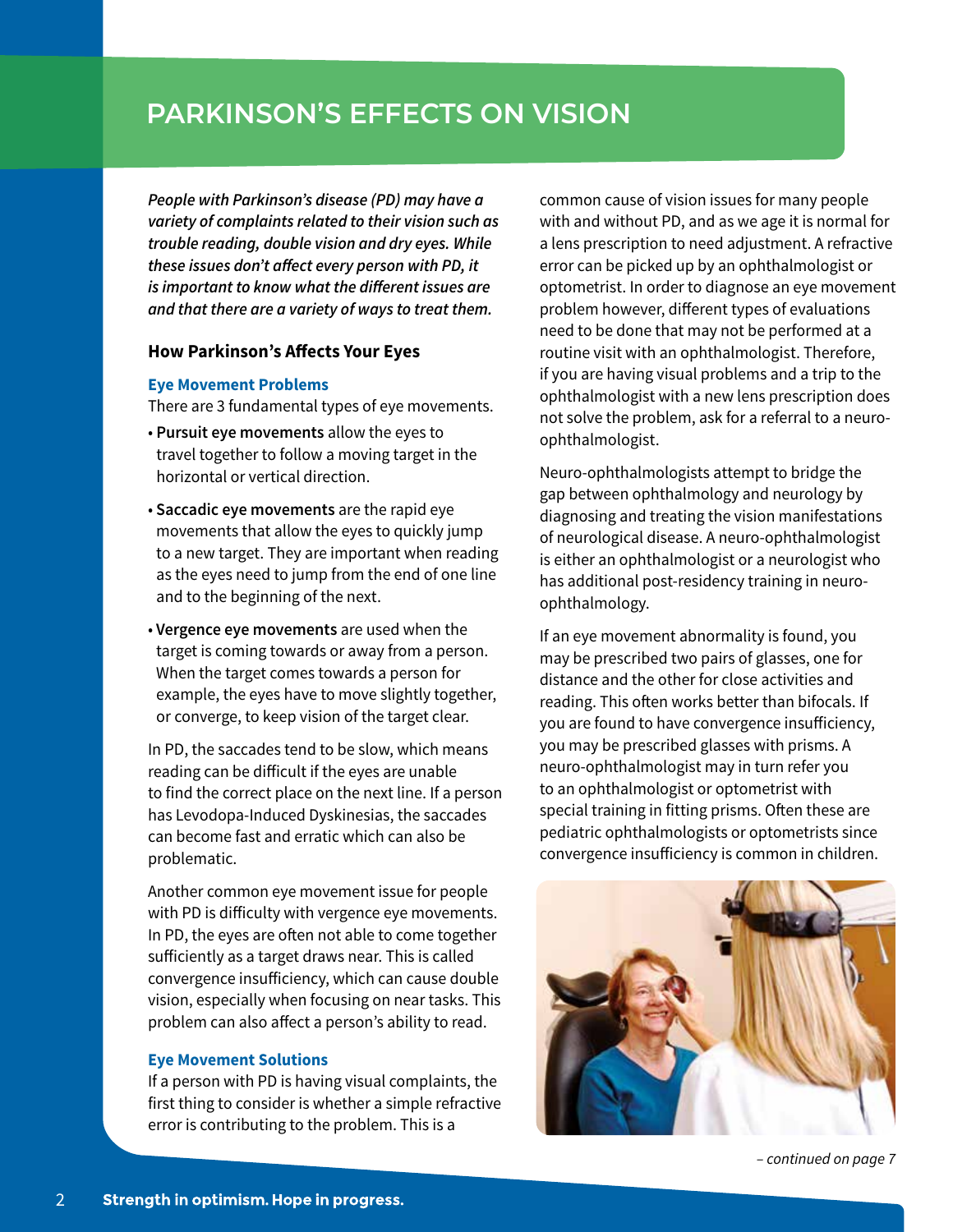# PARKINSON'S EFFECTS ON VISION

*People with Parkinson's disease (PD) may have a variety of complaints related to their vision such as trouble reading, double vision and dry eyes. While these issues don't affect every person with PD, it is important to know what the different issues are and that there are a variety of ways to treat them.*

## How Parkinson's Affects Your Eyes

### Eye Movement Problems

There are 3 fundamental types of eye movements.

- **Pursuit eye movements** allow the eyes to travel together to follow a moving target in the horizontal or vertical direction.
- **Saccadic eye movements** are the rapid eye movements that allow the eyes to quickly jump to a new target. They are important when reading as the eyes need to jump from the end of one line and to the beginning of the next.
- **Vergence eye movements** are used when the target is coming towards or away from a person. When the target comes towards a person for example, the eyes have to move slightly together, or converge, to keep vision of the target clear.

In PD, the saccades tend to be slow, which means reading can be difficult if the eyes are unable to find the correct place on the next line. If a person has Levodopa-Induced Dyskinesias, the saccades can become fast and erratic which can also be problematic.

Another common eye movement issue for people with PD is difficulty with vergence eye movements. In PD, the eyes are often not able to come together sufficiently as a target draws near. This is called convergence insufficiency, which can cause double vision, especially when focusing on near tasks. This problem can also affect a person's ability to read.

### Eye Movement Solutions

If a person with PD is having visual complaints, the first thing to consider is whether a simple refractive error is contributing to the problem. This is a common cause of vision issues for many people with and without PD, and as we age it is normal for a lens prescription to need adjustment. A refractive error can be picked up by an ophthalmologist or optometrist. In order to diagnose an eye movement problem however, different types of evaluations need to be done that may not be performed at a routine visit with an ophthalmologist. Therefore, if you are having visual problems and a trip to the ophthalmologist with a new lens prescription does not solve the problem, ask for a referral to a neuro-ophthalmologist.

Neuro-ophthalmologists attempt to bridge the gap between ophthalmology and neurology by diagnosing and treating the vision manifestations of neurological disease. A neuro-ophthalmologist is either an ophthalmologist or a neurologist who has additional post-residency training in neuro-ophthalmology.

If an eye movement abnormality is found, you may be prescribed two pairs of glasses, one for distance and the other for close activities and reading. This often works better than bifocals. If you are found to have convergence insufficiency, you may be prescribed glasses with prisms. A neuro-ophthalmologist may in turn refer you to an ophthalmologist or optometrist with special training in fitting prisms. Often these are pediatric ophthalmologists or optometrists since convergence insufficiency is common in children.

*– continued on page 7*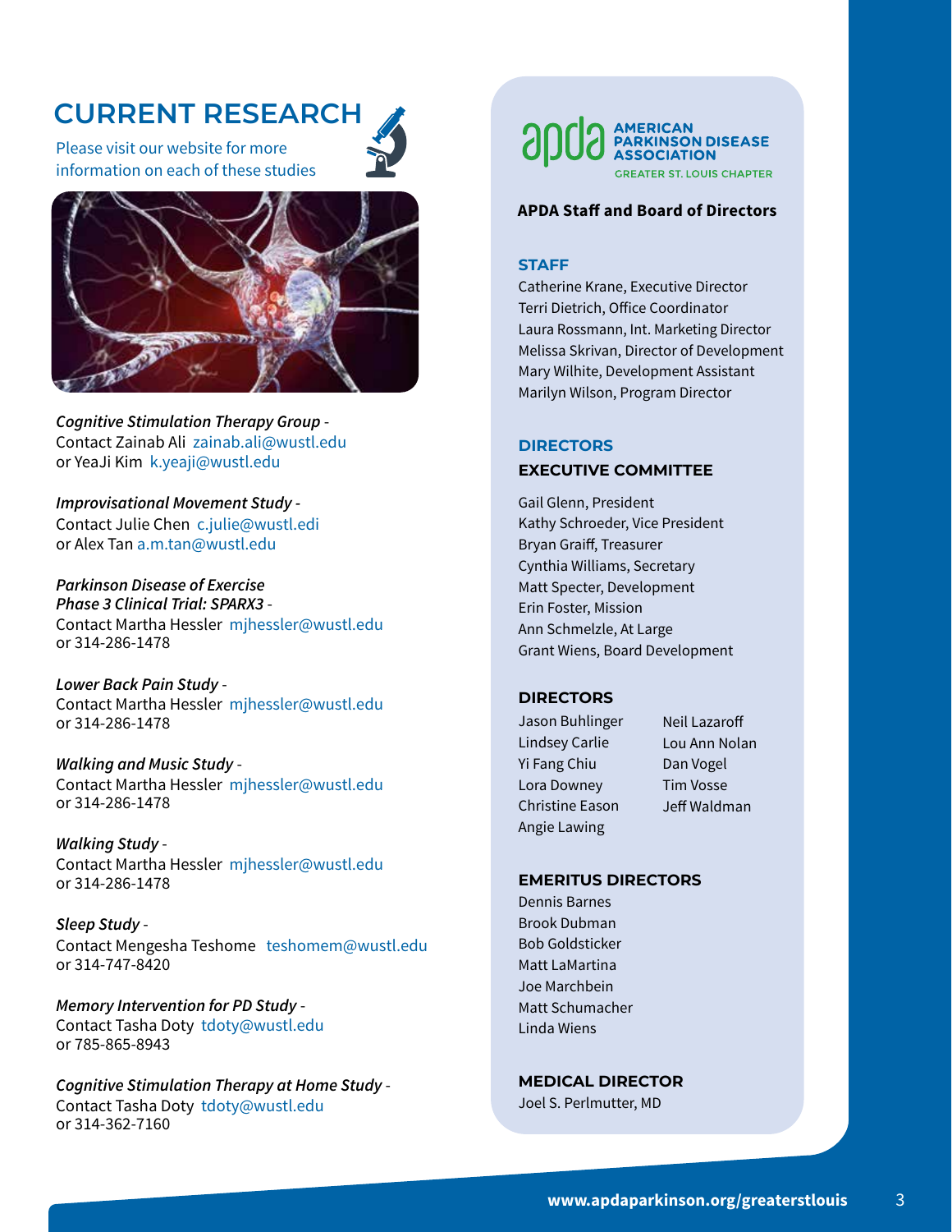# CURRENT RESEARCH

Please visit our website for more information on each of these studies

*Cognitive Stimulation Therapy Group* -
Contact Zainab Ali zainab.ali@wustl.edu
or YeaJi Kim k.yeaji@wustl.edu

*Improvisational Movement Study* -
Contact Julie Chen c.julie@wustl.edi
or Alex Tan a.m.tan@wustl.edu

*Parkinson Disease of Exercise Phase 3 Clinical Trial: SPARX3* -
Contact Martha Hessler mjhessler@wustl.edu
or 314-286-1478

*Lower Back Pain Study* -
Contact Martha Hessler mjhessler@wustl.edu
or 314-286-1478

*Walking and Music Study* -
Contact Martha Hessler mjhessler@wustl.edu
or 314-286-1478

*Walking Study* -
Contact Martha Hessler mjhessler@wustl.edu
or 314-286-1478

*Sleep Study* -
Contact Mengesha Teshome teshomem@wustl.edu
or 314-747-8420

*Memory Intervention for PD Study* -
Contact Tasha Doty tdoty@wustl.edu
or 785-865-8943

*Cognitive Stimulation Therapy at Home Study* -
Contact Tasha Doty tdoty@wustl.edu
or 314-362-7160

apda AMERICAN PARKINSON DISEASE ASSOCIATION
GREATER ST. LOUIS CHAPTER

**APDA Staff and Board of Directors**

## STAFF

Catherine Krane, Executive Director
Terri Dietrich, Office Coordinator
Laura Rossmann, Int. Marketing Director
Melissa Skrivan, Director of Development
Mary Wilhite, Development Assistant
Marilyn Wilson, Program Director

## DIRECTORS

### EXECUTIVE COMMITTEE

Gail Glenn, President
Kathy Schroeder, Vice President
Bryan Graiff, Treasurer
Cynthia Williams, Secretary
Matt Specter, Development
Erin Foster, Mission
Ann Schmelzle, At Large
Grant Wiens, Board Development

### DIRECTORS

Jason Buhlinger
Lindsey Carlie
Yi Fang Chiu
Lora Downey
Christine Eason
Angie Lawing
Neil Lazaroff
Lou Ann Nolan
Dan Vogel
Tim Vosse
Jeff Waldman

### EMERITUS DIRECTORS

Dennis Barnes
Brook Dubman
Bob Goldsticker
Matt LaMartina
Joe Marchbein
Matt Schumacher
Linda Wiens

### MEDICAL DIRECTOR

Joel S. Perlmutter, MD

www.apdaparkinson.org/greaterstlouis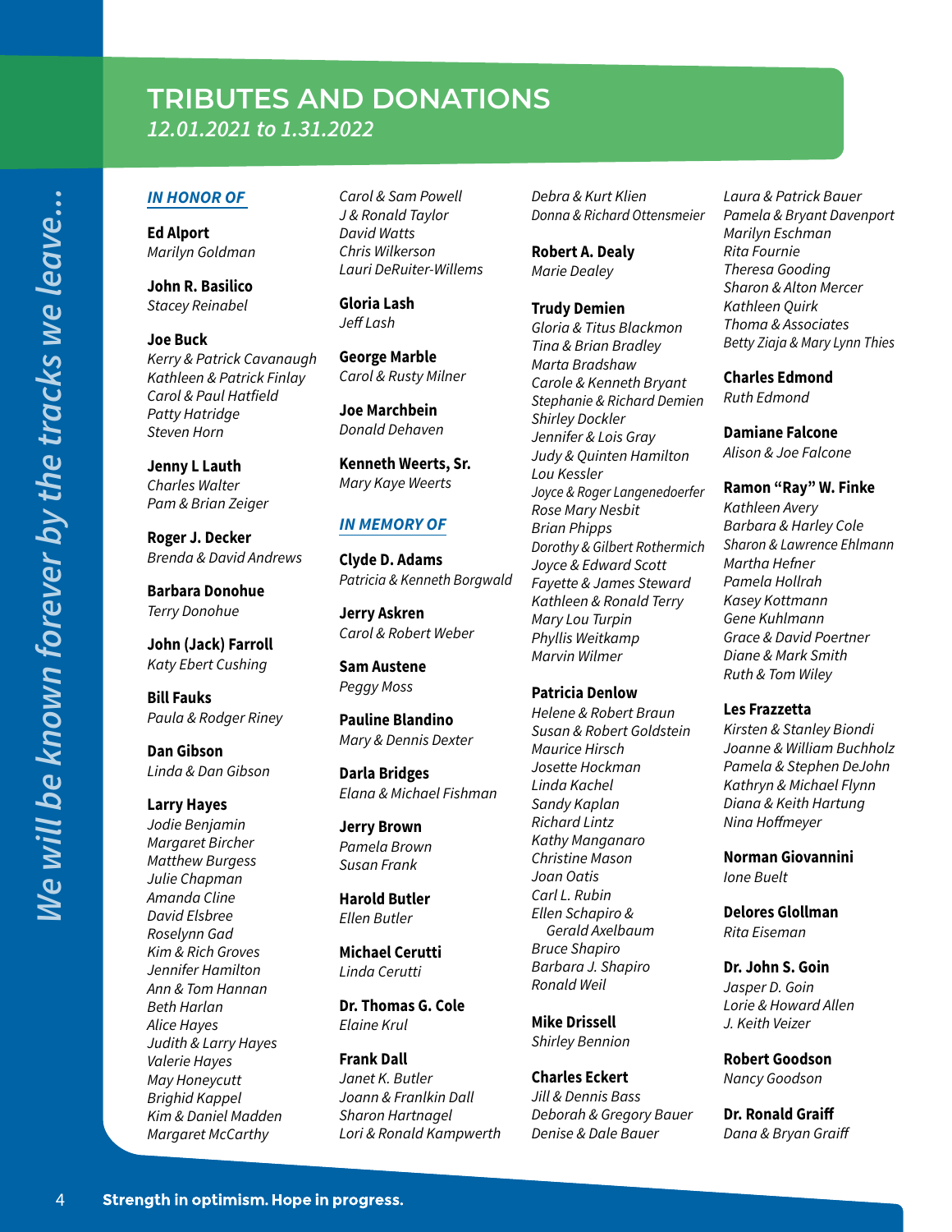## TRIBUTES AND DONATIONS

*12.01.2021 to 1.31.2022*

*We will be known forever by the tracks we leave...*

### *IN HONOR OF*

**Ed Alport**
*Marilyn Goldman*

**John R. Basilico**
*Stacey Reinabel*

**Joe Buck**
*Kerry & Patrick Cavanaugh*
*Kathleen & Patrick Finlay*
*Carol & Paul Hatfield*
*Patty Hatridge*
*Steven Horn*

**Jenny L Lauth**
*Charles Walter*
*Pam & Brian Zeiger*

**Roger J. Decker**
*Brenda & David Andrews*

**Barbara Donohue**
*Terry Donohue*

**John (Jack) Farroll**
*Katy Ebert Cushing*

**Bill Fauks**
*Paula & Rodger Riney*

**Dan Gibson**
*Linda & Dan Gibson*

**Larry Hayes**
*Jodie Benjamin*
*Margaret Bircher*
*Matthew Burgess*
*Julie Chapman*
*Amanda Cline*
*David Elsbree*
*Roselynn Gad*
*Kim & Rich Groves*
*Jennifer Hamilton*
*Ann & Tom Hannan*
*Beth Harlan*
*Alice Hayes*
*Judith & Larry Hayes*
*Valerie Hayes*
*May Honeycutt*
*Brighid Kappel*
*Kim & Daniel Madden*
*Margaret McCarthy*
*Carol & Sam Powell*
*J & Ronald Taylor*
*David Watts*
*Chris Wilkerson*
*Lauri DeRuiter-Willems*

**Gloria Lash**
*Jeff Lash*

**George Marble**
*Carol & Rusty Milner*

**Joe Marchbein**
*Donald Dehaven*

**Kenneth Weerts, Sr.**
*Mary Kaye Weerts*

### *IN MEMORY OF*

**Clyde D. Adams**
*Patricia & Kenneth Borgwald*

**Jerry Askren**
*Carol & Robert Weber*

**Sam Austene**
*Peggy Moss*

**Pauline Blandino**
*Mary & Dennis Dexter*

**Darla Bridges**
*Elana & Michael Fishman*

**Jerry Brown**
*Pamela Brown*
*Susan Frank*

**Harold Butler**
*Ellen Butler*

**Michael Cerutti**
*Linda Cerutti*

**Dr. Thomas G. Cole**
*Elaine Krul*

**Frank Dall**
*Janet K. Butler*
*Joann & Franlkin Dall*
*Sharon Hartnagel*
*Lori & Ronald Kampwerth*
*Debra & Kurt Klien*
*Donna & Richard Ottensmeier*

**Robert A. Dealy**
*Marie Dealey*

**Trudy Demien**
*Gloria & Titus Blackmon*
*Tina & Brian Bradley*
*Marta Bradshaw*
*Carole & Kenneth Bryant*
*Stephanie & Richard Demien*
*Shirley Dockler*
*Jennifer & Lois Gray*
*Judy & Quinten Hamilton*
*Lou Kessler*
*Joyce & Roger Langenedoerfer*
*Rose Mary Nesbit*
*Brian Phipps*
*Dorothy & Gilbert Rothermich*
*Joyce & Edward Scott*
*Fayette & James Steward*
*Kathleen & Ronald Terry*
*Mary Lou Turpin*
*Phyllis Weitkamp*
*Marvin Wilmer*

**Patricia Denlow**
*Helene & Robert Braun*
*Susan & Robert Goldstein*
*Maurice Hirsch*
*Josette Hockman*
*Linda Kachel*
*Sandy Kaplan*
*Richard Lintz*
*Kathy Manganaro*
*Christine Mason*
*Joan Oatis*
*Carl L. Rubin*
*Ellen Schapiro & Gerald Axelbaum*
*Bruce Shapiro*
*Barbara J. Shapiro*
*Ronald Weil*

**Mike Drissell**
*Shirley Bennion*

**Charles Eckert**
*Jill & Dennis Bass*
*Deborah & Gregory Bauer*
*Denise & Dale Bauer*
*Laura & Patrick Bauer*
*Pamela & Bryant Davenport*
*Marilyn Eschman*
*Rita Fournie*
*Theresa Gooding*
*Sharon & Alton Mercer*
*Kathleen Quirk*
*Thoma & Associates*
*Betty Ziaja & Mary Lynn Thies*

**Charles Edmond**
*Ruth Edmond*

**Damiane Falcone**
*Alison & Joe Falcone*

**Ramon "Ray" W. Finke**
*Kathleen Avery*
*Barbara & Harley Cole*
*Sharon & Lawrence Ehlmann*
*Martha Hefner*
*Pamela Hollrah*
*Kasey Kottmann*
*Gene Kuhlmann*
*Grace & David Poertner*
*Diane & Mark Smith*
*Ruth & Tom Wiley*

**Les Frazzetta**
*Kirsten & Stanley Biondi*
*Joanne & William Buchholz*
*Pamela & Stephen DeJohn*
*Kathryn & Michael Flynn*
*Diana & Keith Hartung*
*Nina Hoffmeyer*

**Norman Giovannini**
*Ione Buelt*

**Delores Glollman**
*Rita Eiseman*

**Dr. John S. Goin**
*Jasper D. Goin*
*Lorie & Howard Allen*
*J. Keith Veizer*

**Robert Goodson**
*Nancy Goodson*

**Dr. Ronald Graiff**
*Dana & Bryan Graiff*

**Strength in optimism. Hope in progress.**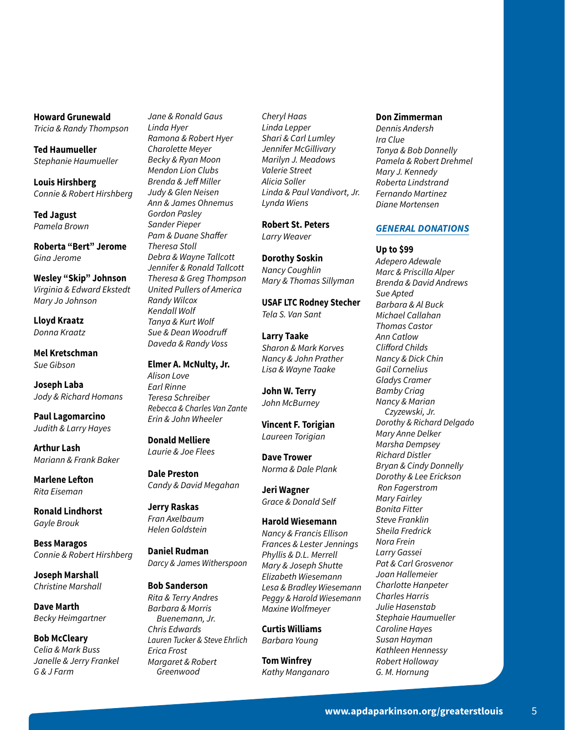**Howard Grunewald**
*Tricia & Randy Thompson*

**Ted Haumueller**
*Stephanie Haumueller*

**Louis Hirshberg**
*Connie & Robert Hirshberg*

**Ted Jagust**
*Pamela Brown*

**Roberta "Bert" Jerome**
*Gina Jerome*

**Wesley "Skip" Johnson**
*Virginia & Edward Ekstedt*
*Mary Jo Johnson*

**Lloyd Kraatz**
*Donna Kraatz*

**Mel Kretschman**
*Sue Gibson*

**Joseph Laba**
*Jody & Richard Homans*

**Paul Lagomarcino**
*Judith & Larry Hayes*

**Arthur Lash**
*Mariann & Frank Baker*

**Marlene Lefton**
*Rita Eiseman*

**Ronald Lindhorst**
*Gayle Brouk*

**Bess Maragos**
*Connie & Robert Hirshberg*

**Joseph Marshall**
*Christine Marshall*

**Dave Marth**
*Becky Heimgartner*

**Bob McCleary**
*Celia & Mark Buss*
*Janelle & Jerry Frankel*
*G & J Farm*
*Jane & Ronald Gaus*
*Linda Hyer*
*Ramona & Robert Hyer*
*Charolette Meyer*
*Becky & Ryan Moon*
*Mendon Lion Clubs*
*Brenda & Jeff Miller*
*Judy & Glen Neisen*
*Ann & James Ohnemus*
*Gordon Pasley*
*Sander Pieper*
*Pam & Duane Shaffer*
*Theresa Stoll*
*Debra & Wayne Tallcott*
*Jennifer & Ronald Tallcott*
*Theresa & Greg Thompson*
*United Pullers of America*
*Randy Wilcox*
*Kendall Wolf*
*Tanya & Kurt Wolf*
*Sue & Dean Woodruff*
*Daveda & Randy Voss*

**Elmer A. McNulty, Jr.**
*Alison Love*
*Earl Rinne*
*Teresa Schreiber*
*Rebecca & Charles Van Zante*
*Erin & John Wheeler*

**Donald Melliere**
*Laurie & Joe Flees*

**Dale Preston**
*Candy & David Megahan*

**Jerry Raskas**
*Fran Axelbaum*
*Helen Goldstein*

**Daniel Rudman**
*Darcy & James Witherspoon*

**Bob Sanderson**
*Rita & Terry Andres*
*Barbara & Morris Buenemann, Jr.*
*Chris Edwards*
*Lauren Tucker & Steve Ehrlich*
*Erica Frost*
*Margaret & Robert Greenwood*
*Cheryl Haas*
*Linda Lepper*
*Shari & Carl Lumley*
*Jennifer McGillivary*
*Marilyn J. Meadows*
*Valerie Street*
*Alicia Soller*
*Linda & Paul Vandivort, Jr.*
*Lynda Wiens*

**Robert St. Peters**
*Larry Weaver*

**Dorothy Soskin**
*Nancy Coughlin*
*Mary & Thomas Sillyman*

**USAF LTC Rodney Stecher**
*Tela S. Van Sant*

**Larry Taake**
*Sharon & Mark Korves*
*Nancy & John Prather*
*Lisa & Wayne Taake*

**John W. Terry**
*John McBurney*

**Vincent F. Torigian**
*Laureen Torigian*

**Dave Trower**
*Norma & Dale Plank*

**Jeri Wagner**
*Grace & Donald Self*

**Harold Wiesemann**
*Nancy & Francis Ellison*
*Frances & Lester Jennings*
*Phyllis & D.L. Merrell*
*Mary & Joseph Shutte*
*Elizabeth Wiesemann*
*Lesa & Bradley Wiesemann*
*Peggy & Harold Wiesemann*
*Maxine Wolfmeyer*

**Curtis Williams**
*Barbara Young*

**Tom Winfrey**
*Kathy Manganaro*

**Don Zimmerman**
*Dennis Andersh*
*Ira Clue*
*Tonya & Bob Donnelly*
*Pamela & Robert Drehmel*
*Mary J. Kennedy*
*Roberta Lindstrand*
*Fernando Martinez*
*Diane Mortensen*

## GENERAL DONATIONS

**Up to $99**
*Adepero Adewale*
*Marc & Priscilla Alper*
*Brenda & David Andrews*
*Sue Apted*
*Barbara & Al Buck*
*Michael Callahan*
*Thomas Castor*
*Ann Catlow*
*Clifford Childs*
*Nancy & Dick Chin*
*Gail Cornelius*
*Gladys Cramer*
*Bamby Criag*
*Nancy & Marian Czyzewski, Jr.*
*Dorothy & Richard Delgado*
*Mary Anne Delker*
*Marsha Dempsey*
*Richard Distler*
*Bryan & Cindy Donnelly*
*Dorothy & Lee Erickson*
*Ron Fagerstrom*
*Mary Fairley*
*Bonita Fitter*
*Steve Franklin*
*Sheila Fredrick*
*Nora Frein*
*Larry Gassei*
*Pat & Carl Grosvenor*
*Joan Hallemeier*
*Charlotte Hanpeter*
*Charles Harris*
*Julie Hasenstab*
*Stephaie Haumueller*
*Caroline Hayes*
*Susan Hayman*
*Kathleen Hennessy*
*Robert Holloway*
*G. M. Hornung*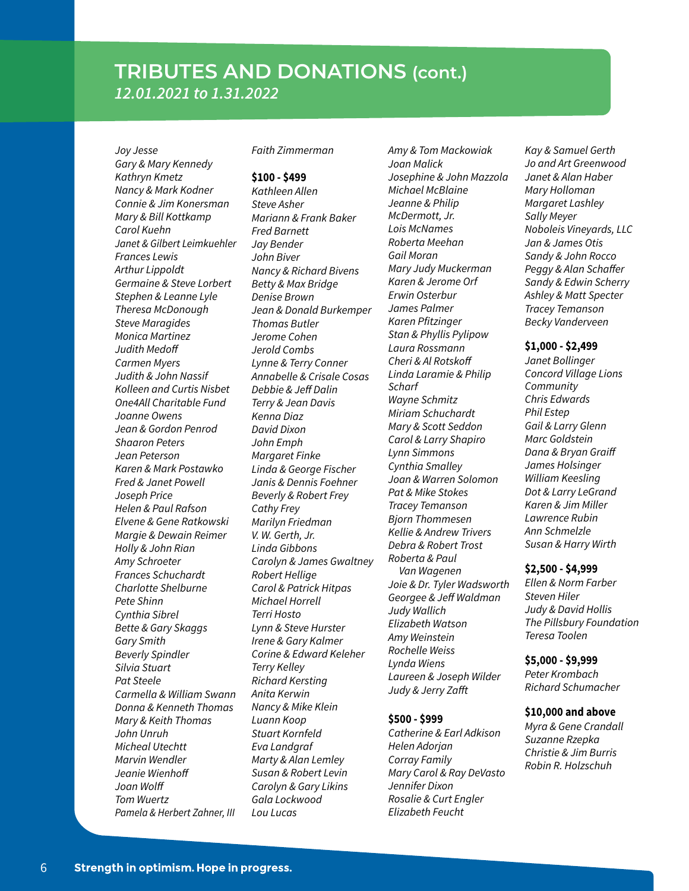## TRIBUTES AND DONATIONS (cont.)

*12.01.2021 to 1.31.2022*

*Joy Jesse*
*Gary & Mary Kennedy*
*Kathryn Kmetz*
*Nancy & Mark Kodner*
*Connie & Jim Konersman*
*Mary & Bill Kottkamp*
*Carol Kuehn*
*Janet & Gilbert Leimkuehler*
*Frances Lewis*
*Arthur Lippoldt*
*Germaine & Steve Lorbert*
*Stephen & Leanne Lyle*
*Theresa McDonough*
*Steve Maragides*
*Monica Martinez*
*Judith Medoff*
*Carmen Myers*
*Judith & John Nassif*
*Kolleen and Curtis Nisbet*
*One4All Charitable Fund*
*Joanne Owens*
*Jean & Gordon Penrod*
*Shaaron Peters*
*Jean Peterson*
*Karen & Mark Postawko*
*Fred & Janet Powell*
*Joseph Price*
*Helen & Paul Rafson*
*Elvene & Gene Ratkowski*
*Margie & Dewain Reimer*
*Holly & John Rian*
*Amy Schroeter*
*Frances Schuchardt*
*Charlotte Shelburne*
*Pete Shinn*
*Cynthia Sibrel*
*Bette & Gary Skaggs*
*Gary Smith*
*Beverly Spindler*
*Silvia Stuart*
*Pat Steele*
*Carmella & William Swann*
*Donna & Kenneth Thomas*
*Mary & Keith Thomas*
*John Unruh*
*Micheal Utechtt*
*Marvin Wendler*
*Jeanie Wienhoff*
*Joan Wolff*
*Tom Wuertz*
*Pamela & Herbert Zahner, III*
*Faith Zimmerman*

**$100 - $499**

*Kathleen Allen*
*Steve Asher*
*Mariann & Frank Baker*
*Fred Barnett*
*Jay Bender*
*John Biver*
*Nancy & Richard Bivens*
*Betty & Max Bridge*
*Denise Brown*
*Jean & Donald Burkemper*
*Thomas Butler*
*Jerome Cohen*
*Jerold Combs*
*Lynne & Terry Conner*
*Annabelle & Crisale Cosas*
*Debbie & Jeff Dalin*
*Terry & Jean Davis*
*Kenna Diaz*
*David Dixon*
*John Emph*
*Margaret Finke*
*Linda & George Fischer*
*Janis & Dennis Foehner*
*Beverly & Robert Frey*
*Cathy Frey*
*Marilyn Friedman*
*V. W. Gerth, Jr.*
*Linda Gibbons*
*Carolyn & James Gwaltney*
*Robert Hellige*
*Carol & Patrick Hitpas*
*Michael Horrell*
*Terri Hosto*
*Lynn & Steve Hurster*
*Irene & Gary Kalmer*
*Corine & Edward Keleher*
*Terry Kelley*
*Richard Kersting*
*Anita Kerwin*
*Nancy & Mike Klein*
*Luann Koop*
*Stuart Kornfeld*
*Eva Landgraf*
*Marty & Alan Lemley*
*Susan & Robert Levin*
*Carolyn & Gary Likins*
*Gala Lockwood*
*Lou Lucas*
*Amy & Tom Mackowiak*
*Joan Malick*
*Josephine & John Mazzola*
*Michael McBlaine*
*Jeanne & Philip McDermott, Jr.*
*Lois McNames*
*Roberta Meehan*
*Gail Moran*
*Mary Judy Muckerman*
*Karen & Jerome Orf*
*Erwin Osterbur*
*James Palmer*
*Karen Pfitzinger*
*Stan & Phyllis Pylipow*
*Laura Rossmann*
*Cheri & Al Rotskoff*
*Linda Laramie & Philip Scharf*
*Wayne Schmitz*
*Miriam Schuchardt*
*Mary & Scott Seddon*
*Carol & Larry Shapiro*
*Lynn Simmons*
*Cynthia Smalley*
*Joan & Warren Solomon*
*Pat & Mike Stokes*
*Tracey Temanson*
*Bjorn Thommesen*
*Kellie & Andrew Trivers*
*Debra & Robert Trost*
*Roberta & Paul Van Wagenen*
*Joie & Dr. Tyler Wadsworth*
*Georgee & Jeff Waldman*
*Judy Wallich*
*Elizabeth Watson*
*Amy Weinstein*
*Rochelle Weiss*
*Lynda Wiens*
*Laureen & Joseph Wilder*
*Judy & Jerry Zafft*

**$500 - $999**

*Catherine & Earl Adkison*
*Helen Adorjan*
*Corray Family*
*Mary Carol & Ray DeVasto*
*Jennifer Dixon*
*Rosalie & Curt Engler*
*Elizabeth Feucht*
*Kay & Samuel Gerth*
*Jo and Art Greenwood*
*Janet & Alan Haber*
*Mary Holloman*
*Margaret Lashley*
*Sally Meyer*
*Noboleis Vineyards, LLC*
*Jan & James Otis*
*Sandy & John Rocco*
*Peggy & Alan Schaffer*
*Sandy & Edwin Scherry*
*Ashley & Matt Specter*
*Tracey Temanson*
*Becky Vanderveen*

**$1,000 - $2,499**

*Janet Bollinger*
*Concord Village Lions Community*
*Chris Edwards*
*Phil Estep*
*Gail & Larry Glenn*
*Marc Goldstein*
*Dana & Bryan Graiff*
*James Holsinger*
*William Keesling*
*Dot & Larry LeGrand*
*Karen & Jim Miller*
*Lawrence Rubin*
*Ann Schmelzle*
*Susan & Harry Wirth*

**$2,500 - $4,999**

*Ellen & Norm Farber*
*Steven Hiler*
*Judy & David Hollis*
*The Pillsbury Foundation*
*Teresa Toolen*

**$5,000 - $9,999**

*Peter Krombach*
*Richard Schumacher*

**$10,000 and above**

*Myra & Gene Crandall*
*Suzanne Rzepka*
*Christie & Jim Burris*
*Robin R. Holzschuh*

**Strength in optimism. Hope in progress.**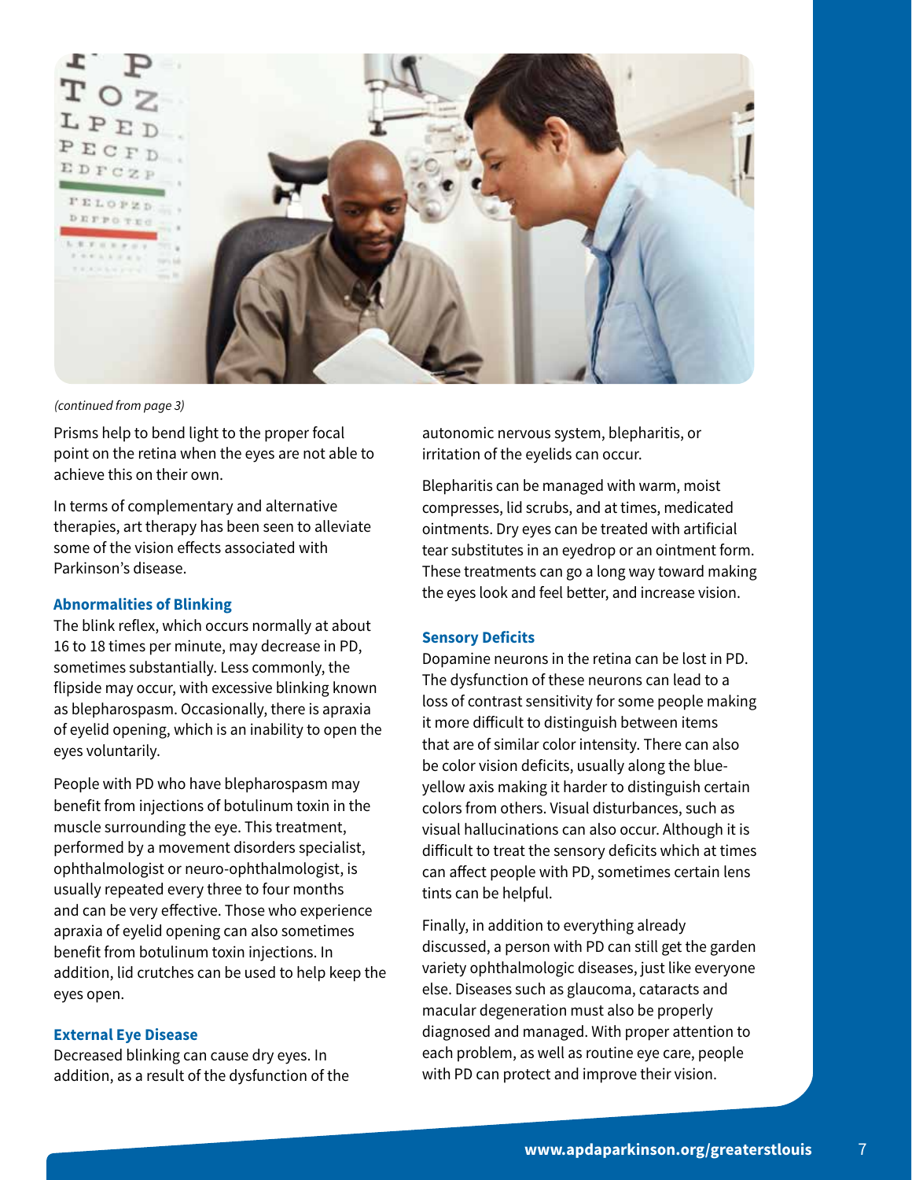*(continued from page 3)*

Prisms help to bend light to the proper focal point on the retina when the eyes are not able to achieve this on their own.

In terms of complementary and alternative therapies, art therapy has been seen to alleviate some of the vision effects associated with Parkinson's disease.

### Abnormalities of Blinking

The blink reflex, which occurs normally at about 16 to 18 times per minute, may decrease in PD, sometimes substantially. Less commonly, the flipside may occur, with excessive blinking known as blepharospasm. Occasionally, there is apraxia of eyelid opening, which is an inability to open the eyes voluntarily.

People with PD who have blepharospasm may benefit from injections of botulinum toxin in the muscle surrounding the eye. This treatment, performed by a movement disorders specialist, ophthalmologist or neuro-ophthalmologist, is usually repeated every three to four months and can be very effective. Those who experience apraxia of eyelid opening can also sometimes benefit from botulinum toxin injections. In addition, lid crutches can be used to help keep the eyes open.

### External Eye Disease

Decreased blinking can cause dry eyes. In addition, as a result of the dysfunction of the autonomic nervous system, blepharitis, or irritation of the eyelids can occur.

Blepharitis can be managed with warm, moist compresses, lid scrubs, and at times, medicated ointments. Dry eyes can be treated with artificial tear substitutes in an eyedrop or an ointment form. These treatments can go a long way toward making the eyes look and feel better, and increase vision.

### Sensory Deficits

Dopamine neurons in the retina can be lost in PD. The dysfunction of these neurons can lead to a loss of contrast sensitivity for some people making it more difficult to distinguish between items that are of similar color intensity. There can also be color vision deficits, usually along the blue-yellow axis making it harder to distinguish certain colors from others. Visual disturbances, such as visual hallucinations can also occur. Although it is difficult to treat the sensory deficits which at times can affect people with PD, sometimes certain lens tints can be helpful.

Finally, in addition to everything already discussed, a person with PD can still get the garden variety ophthalmologic diseases, just like everyone else. Diseases such as glaucoma, cataracts and macular degeneration must also be properly diagnosed and managed. With proper attention to each problem, as well as routine eye care, people with PD can protect and improve their vision.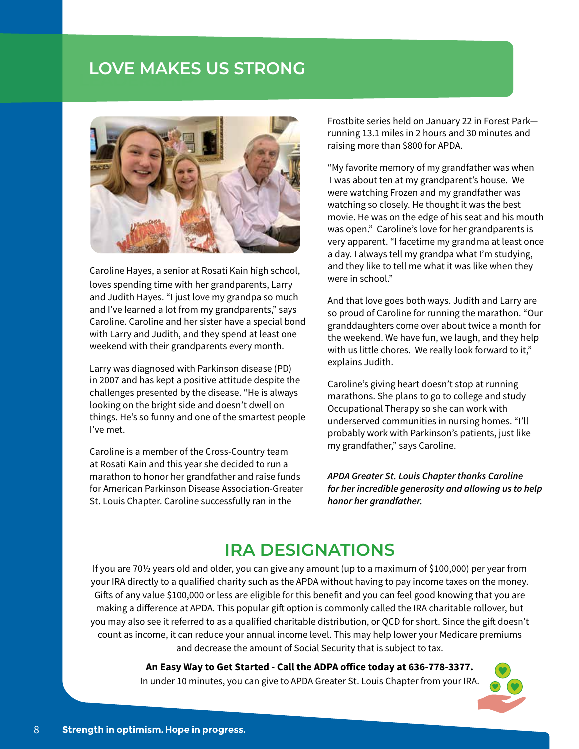## LOVE MAKES US STRONG

Caroline Hayes, a senior at Rosati Kain high school, loves spending time with her grandparents, Larry and Judith Hayes. "I just love my grandpa so much and I've learned a lot from my grandparents," says Caroline. Caroline and her sister have a special bond with Larry and Judith, and they spend at least one weekend with their grandparents every month.

Larry was diagnosed with Parkinson disease (PD) in 2007 and has kept a positive attitude despite the challenges presented by the disease. "He is always looking on the bright side and doesn't dwell on things. He's so funny and one of the smartest people I've met.

Caroline is a member of the Cross-Country team at Rosati Kain and this year she decided to run a marathon to honor her grandfather and raise funds for American Parkinson Disease Association-Greater St. Louis Chapter. Caroline successfully ran in the Frostbite series held on January 22 in Forest Park—running 13.1 miles in 2 hours and 30 minutes and raising more than $800 for APDA.

"My favorite memory of my grandfather was when I was about ten at my grandparent's house. We were watching Frozen and my grandfather was watching so closely. He thought it was the best movie. He was on the edge of his seat and his mouth was open." Caroline's love for her grandparents is very apparent. "I facetime my grandma at least once a day. I always tell my grandpa what I'm studying, and they like to tell me what it was like when they were in school."

And that love goes both ways. Judith and Larry are so proud of Caroline for running the marathon. "Our granddaughters come over about twice a month for the weekend. We have fun, we laugh, and they help with us little chores. We really look forward to it," explains Judith.

Caroline's giving heart doesn't stop at running marathons. She plans to go to college and study Occupational Therapy so she can work with underserved communities in nursing homes. "I'll probably work with Parkinson's patients, just like my grandfather," says Caroline.

***APDA Greater St. Louis Chapter thanks Caroline for her incredible generosity and allowing us to help honor her grandfather.***

---

## IRA DESIGNATIONS

If you are 70½ years old and older, you can give any amount (up to a maximum of $100,000) per year from your IRA directly to a qualified charity such as the APDA without having to pay income taxes on the money. Gifts of any value $100,000 or less are eligible for this benefit and you can feel good knowing that you are making a difference at APDA. This popular gift option is commonly called the IRA charitable rollover, but you may also see it referred to as a qualified charitable distribution, or QCD for short. Since the gift doesn't count as income, it can reduce your annual income level. This may help lower your Medicare premiums and decrease the amount of Social Security that is subject to tax.

**An Easy Way to Get Started - Call the ADPA office today at 636-778-3377.**
In under 10 minutes, you can give to APDA Greater St. Louis Chapter from your IRA.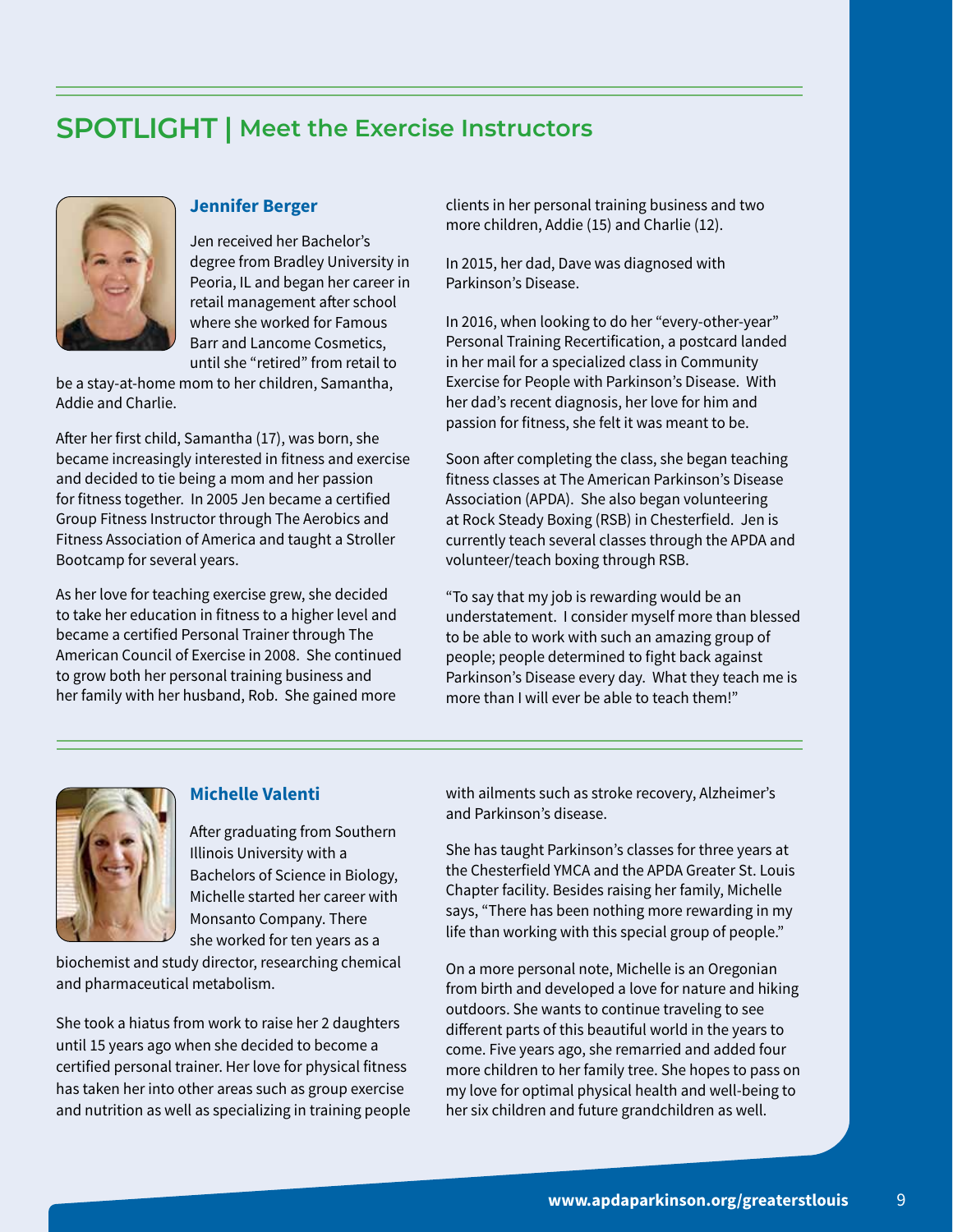# SPOTLIGHT | Meet the Exercise Instructors

## Jennifer Berger

Jen received her Bachelor's degree from Bradley University in Peoria, IL and began her career in retail management after school where she worked for Famous Barr and Lancome Cosmetics, until she "retired" from retail to be a stay-at-home mom to her children, Samantha, Addie and Charlie.

After her first child, Samantha (17), was born, she became increasingly interested in fitness and exercise and decided to tie being a mom and her passion for fitness together. In 2005 Jen became a certified Group Fitness Instructor through The Aerobics and Fitness Association of America and taught a Stroller Bootcamp for several years.

As her love for teaching exercise grew, she decided to take her education in fitness to a higher level and became a certified Personal Trainer through The American Council of Exercise in 2008. She continued to grow both her personal training business and her family with her husband, Rob. She gained more clients in her personal training business and two more children, Addie (15) and Charlie (12).

In 2015, her dad, Dave was diagnosed with Parkinson's Disease.

In 2016, when looking to do her "every-other-year" Personal Training Recertification, a postcard landed in her mail for a specialized class in Community Exercise for People with Parkinson's Disease. With her dad's recent diagnosis, her love for him and passion for fitness, she felt it was meant to be.

Soon after completing the class, she began teaching fitness classes at The American Parkinson's Disease Association (APDA). She also began volunteering at Rock Steady Boxing (RSB) in Chesterfield. Jen is currently teach several classes through the APDA and volunteer/teach boxing through RSB.

"To say that my job is rewarding would be an understatement. I consider myself more than blessed to be able to work with such an amazing group of people; people determined to fight back against Parkinson's Disease every day. What they teach me is more than I will ever be able to teach them!"

## Michelle Valenti

After graduating from Southern Illinois University with a Bachelors of Science in Biology, Michelle started her career with Monsanto Company. There she worked for ten years as a biochemist and study director, researching chemical and pharmaceutical metabolism.

She took a hiatus from work to raise her 2 daughters until 15 years ago when she decided to become a certified personal trainer. Her love for physical fitness has taken her into other areas such as group exercise and nutrition as well as specializing in training people with ailments such as stroke recovery, Alzheimer's and Parkinson's disease.

She has taught Parkinson's classes for three years at the Chesterfield YMCA and the APDA Greater St. Louis Chapter facility. Besides raising her family, Michelle says, "There has been nothing more rewarding in my life than working with this special group of people."

On a more personal note, Michelle is an Oregonian from birth and developed a love for nature and hiking outdoors. She wants to continue traveling to see different parts of this beautiful world in the years to come. Five years ago, she remarried and added four more children to her family tree. She hopes to pass on my love for optimal physical health and well-being to her six children and future grandchildren as well.

**www.apdaparkinson.org/greaterstlouis**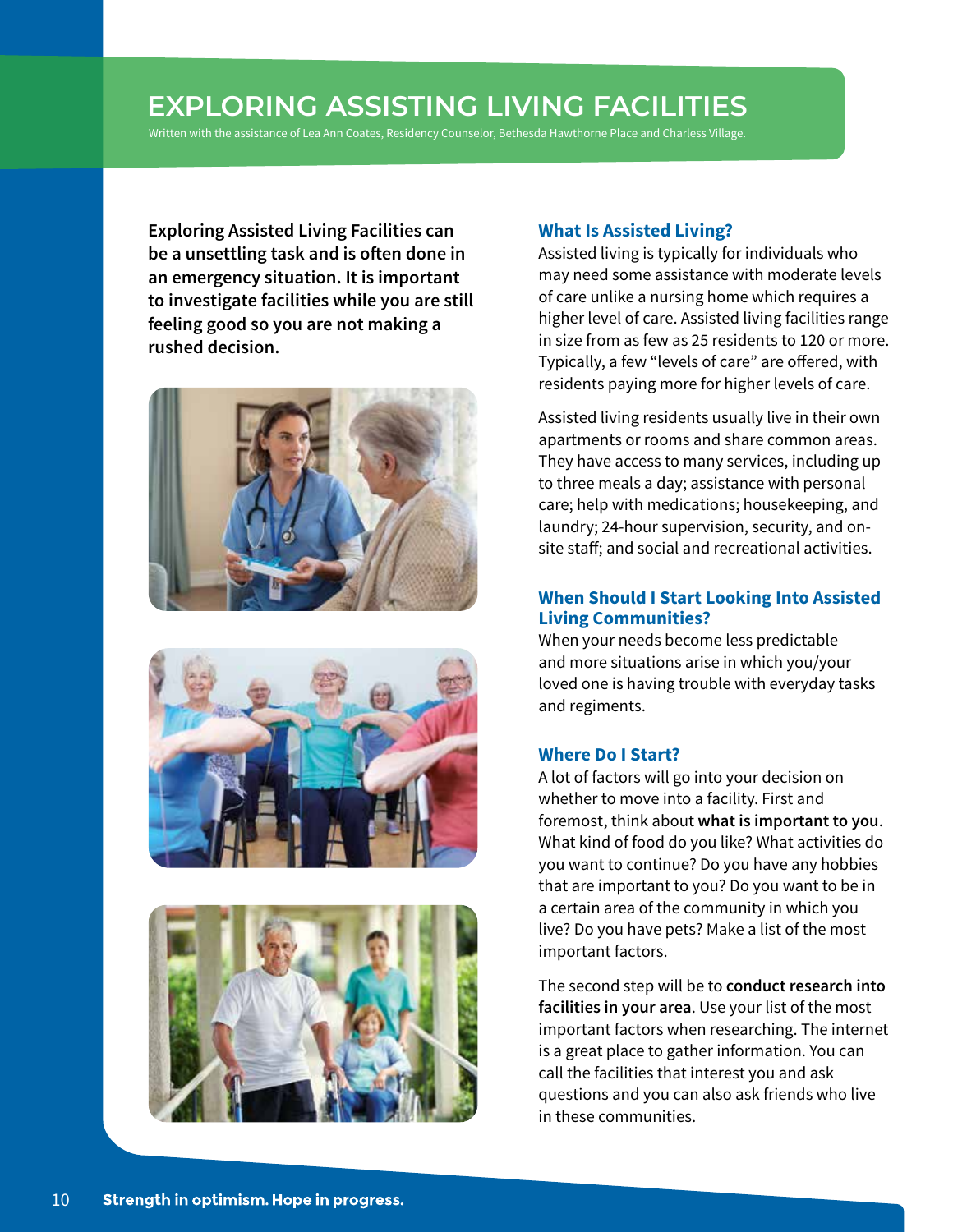# EXPLORING ASSISTING LIVING FACILITIES

Written with the assistance of Lea Ann Coates, Residency Counselor, Bethesda Hawthorne Place and Charless Village.

**Exploring Assisted Living Facilities can be a unsettling task and is often done in an emergency situation. It is important to investigate facilities while you are still feeling good so you are not making a rushed decision.**

## What Is Assisted Living?

Assisted living is typically for individuals who may need some assistance with moderate levels of care unlike a nursing home which requires a higher level of care. Assisted living facilities range in size from as few as 25 residents to 120 or more. Typically, a few "levels of care" are offered, with residents paying more for higher levels of care.

Assisted living residents usually live in their own apartments or rooms and share common areas. They have access to many services, including up to three meals a day; assistance with personal care; help with medications; housekeeping, and laundry; 24-hour supervision, security, and on-site staff; and social and recreational activities.

## When Should I Start Looking Into Assisted Living Communities?

When your needs become less predictable and more situations arise in which you/your loved one is having trouble with everyday tasks and regiments.

## Where Do I Start?

A lot of factors will go into your decision on whether to move into a facility. First and foremost, think about **what is important to you**. What kind of food do you like? What activities do you want to continue? Do you have any hobbies that are important to you? Do you want to be in a certain area of the community in which you live? Do you have pets? Make a list of the most important factors.

The second step will be to **conduct research into facilities in your area**. Use your list of the most important factors when researching. The internet is a great place to gather information. You can call the facilities that interest you and ask questions and you can also ask friends who live in these communities.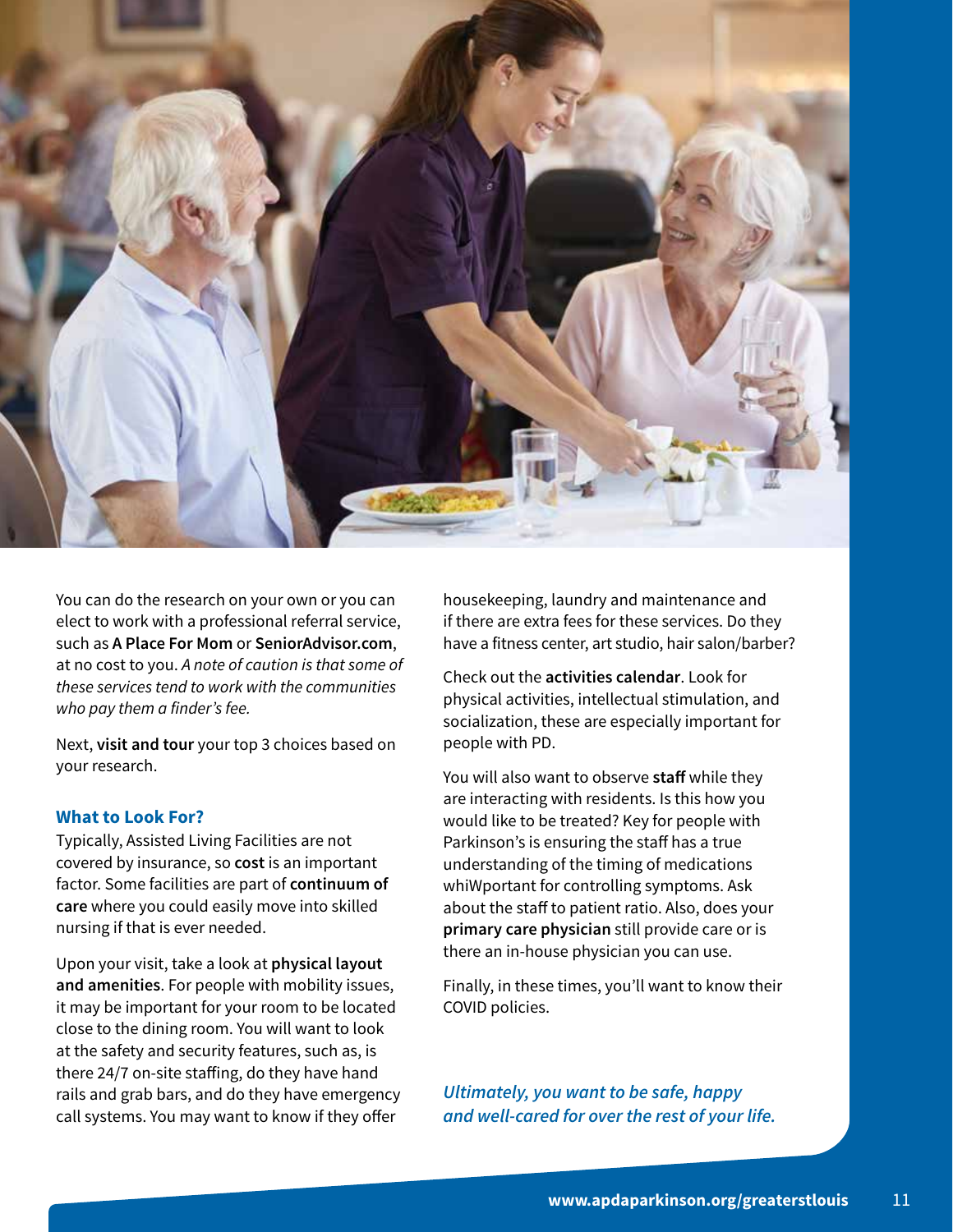You can do the research on your own or you can elect to work with a professional referral service, such as **A Place For Mom** or **SeniorAdvisor.com**, at no cost to you. *A note of caution is that some of these services tend to work with the communities who pay them a finder's fee.*

Next, **visit and tour** your top 3 choices based on your research.

### What to Look For?

Typically, Assisted Living Facilities are not covered by insurance, so **cost** is an important factor. Some facilities are part of **continuum of care** where you could easily move into skilled nursing if that is ever needed.

Upon your visit, take a look at **physical layout and amenities**. For people with mobility issues, it may be important for your room to be located close to the dining room. You will want to look at the safety and security features, such as, is there 24/7 on-site staffing, do they have hand rails and grab bars, and do they have emergency call systems. You may want to know if they offer housekeeping, laundry and maintenance and if there are extra fees for these services. Do they have a fitness center, art studio, hair salon/barber?

Check out the **activities calendar**. Look for physical activities, intellectual stimulation, and socialization, these are especially important for people with PD.

You will also want to observe **staff** while they are interacting with residents. Is this how you would like to be treated? Key for people with Parkinson's is ensuring the staff has a true understanding of the timing of medications whiWportant for controlling symptoms. Ask about the staff to patient ratio. Also, does your **primary care physician** still provide care or is there an in-house physician you can use.

Finally, in these times, you'll want to know their COVID policies.

***Ultimately, you want to be safe, happy and well-cared for over the rest of your life.***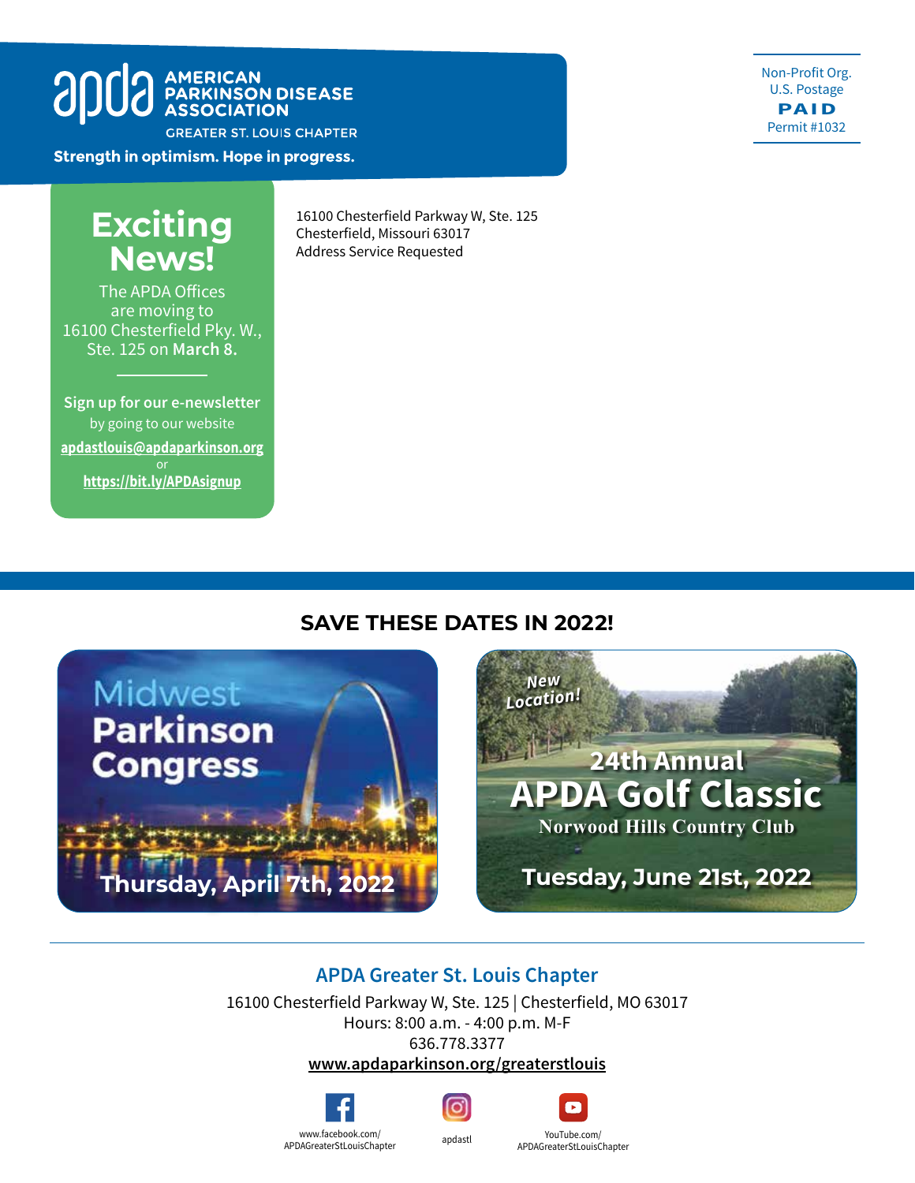# apda AMERICAN PARKINSON DISEASE ASSOCIATION

GREATER ST. LOUIS CHAPTER

**Strength in optimism. Hope in progress.**

Non-Profit Org.
U.S. Postage
**PAID**
Permit #1032

## Exciting News!

The APDA Offices are moving to 16100 Chesterfield Pky. W., Ste. 125 on **March 8.**

**Sign up for our e-newsletter** by going to our website

**apdastlouis@apdaparkinson.org**

or

**https://bit.ly/APDAsignup**

16100 Chesterfield Parkway W, Ste. 125
Chesterfield, Missouri 63017
Address Service Requested

## SAVE THESE DATES IN 2022!

**Midwest Parkinson Congress**

**Thursday, April 7th, 2022**

*New Location!*

**24th Annual APDA Golf Classic**

**Norwood Hills Country Club**

**Tuesday, June 21st, 2022**

## APDA Greater St. Louis Chapter

16100 Chesterfield Parkway W, Ste. 125 | Chesterfield, MO 63017
Hours: 8:00 a.m. - 4:00 p.m. M-F
636.778.3377
**www.apdaparkinson.org/greaterstlouis**

www.facebook.com/APDAGreaterStLouisChapter

apdastl

YouTube.com/APDAGreaterStLouisChapter